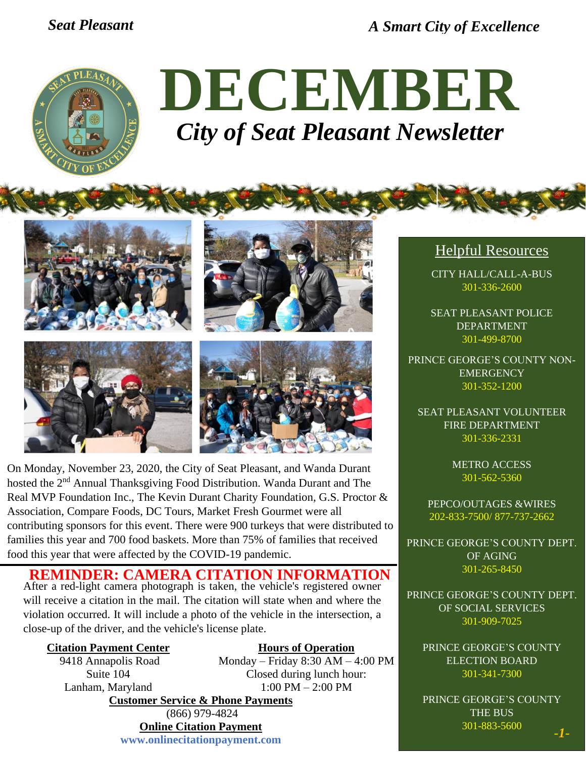# DECEMBER

## *City of Seat Pleasant Newsletter*

On Monday, November 23, 2020, the City of Seat Pleasant, and Wanda Durant hosted the 2nd Annual Thanksgiving Food Distribution. Wanda Durant and The Real MVP Foundation Inc., The Kevin Durant Charity Foundation, G.S. Proctor & Association, Compare Foods, DC Tours, Market Fresh Gourmet were all contributing sponsors for this event. There were 900 turkeys that were distributed to families this year and 700 food baskets. More than 75% of families that received food this year that were affected by the COVID-19 pandemic.

## REMINDER: CAMERA CITATION INFORMATION

After a red-light camera photograph is taken, the vehicle's registered owner will receive a citation in the mail. The citation will state when and where the violation occurred. It will include a photo of the vehicle in the intersection, a close-up of the driver, and the vehicle's license plate.

**Citation Payment Center**
9418 Annapolis Road
Suite 104
Lanham, Maryland

**Hours of Operation**
Monday – Friday 8:30 AM – 4:00 PM
Closed during lunch hour:
1:00 PM – 2:00 PM

**Customer Service & Phone Payments**
(866) 979-4824

**Online Citation Payment**
www.onlinecitationpayment.com

## Helpful Resources

CITY HALL/CALL-A-BUS
301-336-2600

SEAT PLEASANT POLICE DEPARTMENT
301-499-8700

PRINCE GEORGE'S COUNTY NON-EMERGENCY
301-352-1200

SEAT PLEASANT VOLUNTEER FIRE DEPARTMENT
301-336-2331

METRO ACCESS
301-562-5360

PEPCO/OUTAGES &WIRES
202-833-7500/ 877-737-2662

PRINCE GEORGE'S COUNTY DEPT. OF AGING
301-265-8450

PRINCE GEORGE'S COUNTY DEPT. OF SOCIAL SERVICES
301-909-7025

PRINCE GEORGE'S COUNTY ELECTION BOARD
301-341-7300

PRINCE GEORGE'S COUNTY THE BUS
301-883-5600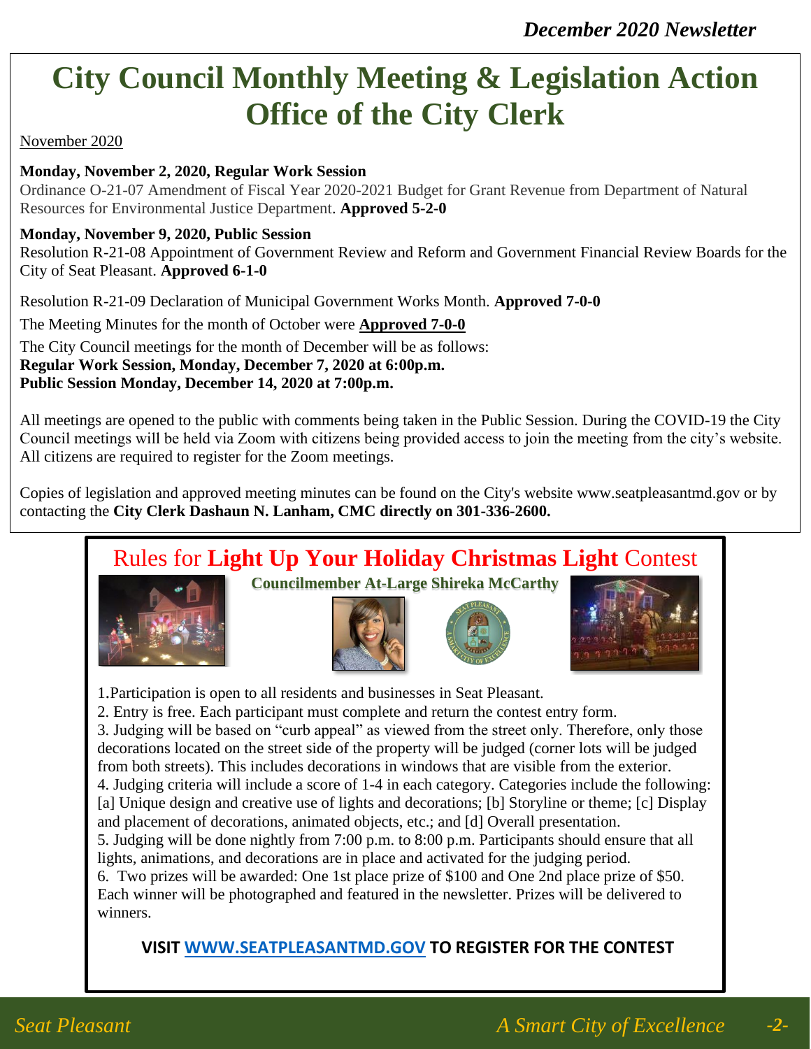*December 2020 Newsletter*

# City Council Monthly Meeting & Legislation Action Office of the City Clerk

November 2020

**Monday, November 2, 2020, Regular Work Session**

Ordinance O-21-07 Amendment of Fiscal Year 2020-2021 Budget for Grant Revenue from Department of Natural Resources for Environmental Justice Department. **Approved 5-2-0**

**Monday, November 9, 2020, Public Session**

Resolution R-21-08 Appointment of Government Review and Reform and Government Financial Review Boards for the City of Seat Pleasant. **Approved 6-1-0**

Resolution R-21-09 Declaration of Municipal Government Works Month. **Approved 7-0-0**

The Meeting Minutes for the month of October were **Approved 7-0-0**

The City Council meetings for the month of December will be as follows:
**Regular Work Session, Monday, December 7, 2020 at 6:00p.m.**
**Public Session Monday, December 14, 2020 at 7:00p.m.**

All meetings are opened to the public with comments being taken in the Public Session. During the COVID-19 the City Council meetings will be held via Zoom with citizens being provided access to join the meeting from the city's website. All citizens are required to register for the Zoom meetings.

Copies of legislation and approved meeting minutes can be found on the City's website www.seatpleasantmd.gov or by contacting the **City Clerk Dashaun N. Lanham, CMC directly on 301-336-2600.**

## Rules for **Light Up Your Holiday Christmas Light** Contest

**Councilmember At-Large Shireka McCarthy**

1. Participation is open to all residents and businesses in Seat Pleasant.
2. Entry is free. Each participant must complete and return the contest entry form.
3. Judging will be based on "curb appeal" as viewed from the street only. Therefore, only those decorations located on the street side of the property will be judged (corner lots will be judged from both streets). This includes decorations in windows that are visible from the exterior.
4. Judging criteria will include a score of 1-4 in each category. Categories include the following: [a] Unique design and creative use of lights and decorations; [b] Storyline or theme; [c] Display and placement of decorations, animated objects, etc.; and [d] Overall presentation.
5. Judging will be done nightly from 7:00 p.m. to 8:00 p.m. Participants should ensure that all lights, animations, and decorations are in place and activated for the judging period.
6. Two prizes will be awarded: One 1st place prize of $100 and One 2nd place prize of $50. Each winner will be photographed and featured in the newsletter. Prizes will be delivered to winners.

**VISIT WWW.SEATPLEASANTMD.GOV TO REGISTER FOR THE CONTEST**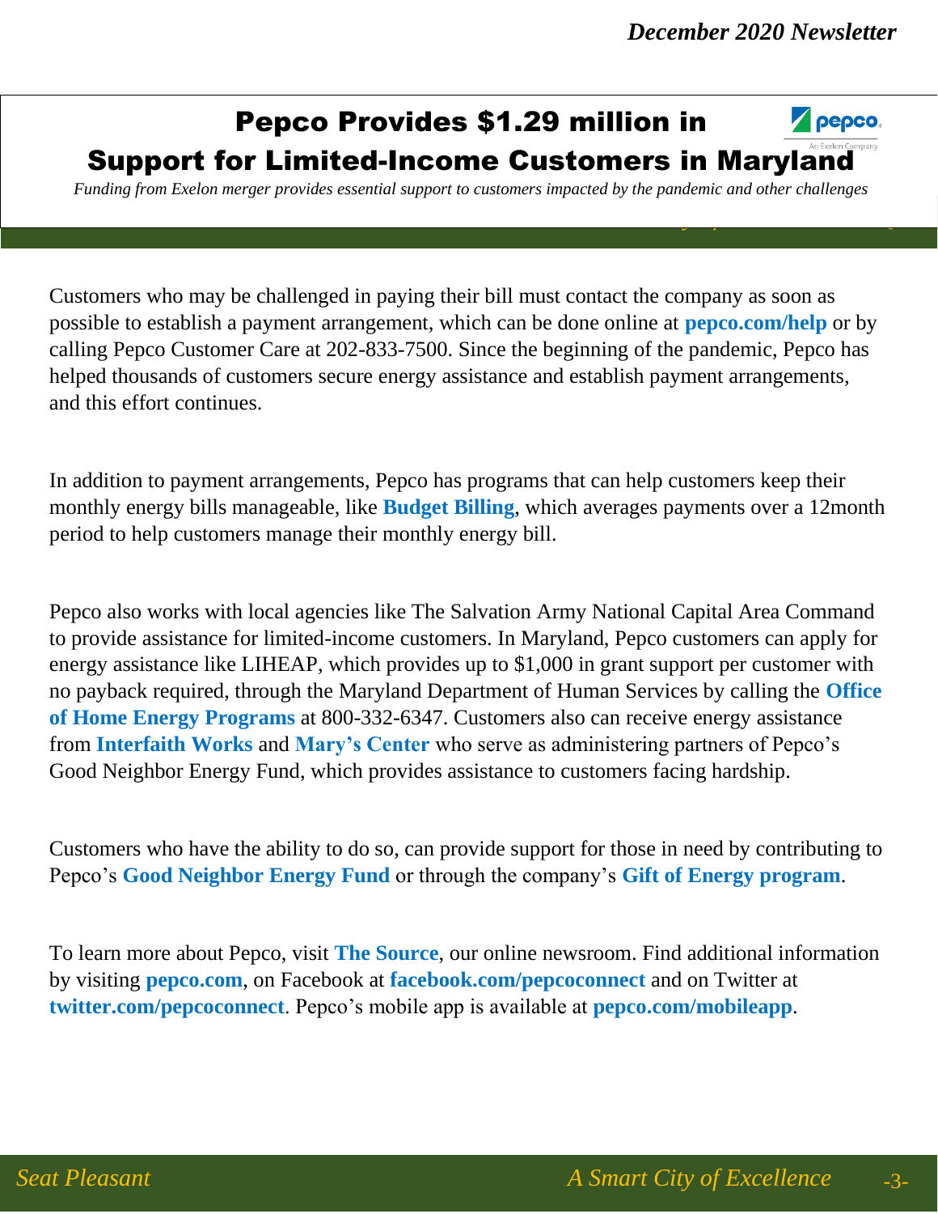# Pepco Provides $1.29 million in Support for Limited-Income Customers in Maryland

*Funding from Exelon merger provides essential support to customers impacted by the pandemic and other challenges*

Customers who may be challenged in paying their bill must contact the company as soon as possible to establish a payment arrangement, which can be done online at **pepco.com/help** or by calling Pepco Customer Care at 202-833-7500. Since the beginning of the pandemic, Pepco has helped thousands of customers secure energy assistance and establish payment arrangements, and this effort continues.

In addition to payment arrangements, Pepco has programs that can help customers keep their monthly energy bills manageable, like **Budget Billing**, which averages payments over a 12month period to help customers manage their monthly energy bill.

Pepco also works with local agencies like The Salvation Army National Capital Area Command to provide assistance for limited-income customers. In Maryland, Pepco customers can apply for energy assistance like LIHEAP, which provides up to $1,000 in grant support per customer with no payback required, through the Maryland Department of Human Services by calling the **Office of Home Energy Programs** at 800-332-6347. Customers also can receive energy assistance from **Interfaith Works** and **Mary's Center** who serve as administering partners of Pepco's Good Neighbor Energy Fund, which provides assistance to customers facing hardship.

Customers who have the ability to do so, can provide support for those in need by contributing to Pepco's **Good Neighbor Energy Fund** or through the company's **Gift of Energy program**.

To learn more about Pepco, visit **The Source**, our online newsroom. Find additional information by visiting **pepco.com**, on Facebook at **facebook.com/pepcoconnect** and on Twitter at **twitter.com/pepcoconnect**. Pepco's mobile app is available at **pepco.com/mobileapp**.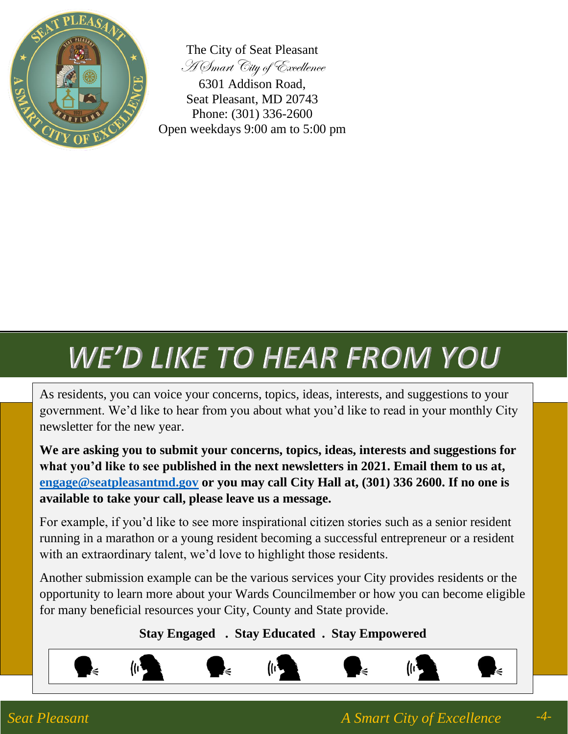The City of Seat Pleasant

*A Smart City of Excellence*

6301 Addison Road,
Seat Pleasant, MD 20743
Phone: (301) 336-2600
Open weekdays 9:00 am to 5:00 pm

# WE'D LIKE TO HEAR FROM YOU

As residents, you can voice your concerns, topics, ideas, interests, and suggestions to your government. We'd like to hear from you about what you'd like to read in your monthly City newsletter for the new year.

**We are asking you to submit your concerns, topics, ideas, interests and suggestions for what you'd like to see published in the next newsletters in 2021. Email them to us at, engage@seatpleasantmd.gov or you may call City Hall at, (301) 336 2600. If no one is available to take your call, please leave us a message.**

For example, if you'd like to see more inspirational citizen stories such as a senior resident running in a marathon or a young resident becoming a successful entrepreneur or a resident with an extraordinary talent, we'd love to highlight those residents.

Another submission example can be the various services your City provides residents or the opportunity to learn more about your Wards Councilmember or how you can become eligible for many beneficial resources your City, County and State provide.

**Stay Engaged . Stay Educated . Stay Empowered**